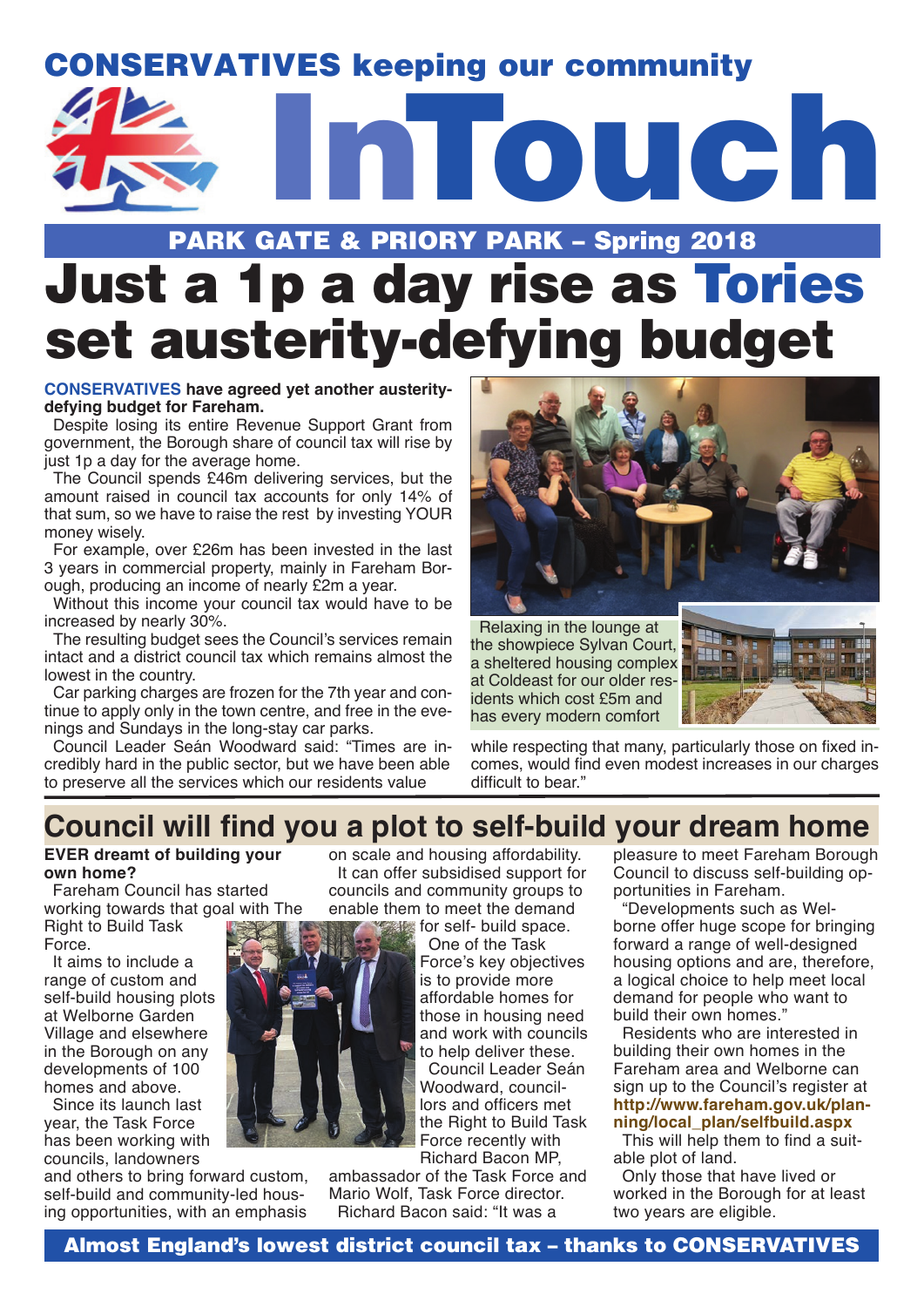CONSERVATIVES keeping our community

# InTouch

**PARK GATE & PRIORY PARK – Spring 2018**

# Just a 1p a day rise as Tories set austerity-defying budget

**CONSERVATIVES have agreed yet another austerity-defying budget for Fareham.**

Despite losing its entire Revenue Support Grant from government, the Borough share of council tax will rise by just 1p a day for the average home.

The Council spends £46m delivering services, but the amount raised in council tax accounts for only 14% of that sum, so we have to raise the rest by investing YOUR money wisely.

For example, over £26m has been invested in the last 3 years in commercial property, mainly in Fareham Borough, producing an income of nearly £2m a year.

Without this income your council tax would have to be increased by nearly 30%.

The resulting budget sees the Council's services remain intact and a district council tax which remains almost the lowest in the country.

Car parking charges are frozen for the 7th year and continue to apply only in the town centre, and free in the evenings and Sundays in the long-stay car parks.

Council Leader Seán Woodward said: "Times are incredibly hard in the public sector, but we have been able to preserve all the services which our residents value while respecting that many, particularly those on fixed incomes, would find even modest increases in our charges difficult to bear."

Relaxing in the lounge at the showpiece Sylvan Court, a sheltered housing complex at Coldeast for our older residents which cost £5m and has every modern comfort

## Council will find you a plot to self-build your dream home

**EVER dreamt of building your own home?**

Fareham Council has started working towards that goal with The Right to Build Task Force.

It aims to include a range of custom and self-build housing plots at Welborne Garden Village and elsewhere in the Borough on any developments of 100 homes and above.

Since its launch last year, the Task Force has been working with councils, landowners and others to bring forward custom, self-build and community-led housing opportunities, with an emphasis on scale and housing affordability.

It can offer subsidised support for councils and community groups to enable them to meet the demand for self- build space.

One of the Task Force's key objectives is to provide more affordable homes for those in housing need and work with councils to help deliver these.

Council Leader Seán Woodward, councillors and officers met the Right to Build Task Force recently with Richard Bacon MP, ambassador of the Task Force and Mario Wolf, Task Force director.

Richard Bacon said: "It was a pleasure to meet Fareham Borough Council to discuss self-building opportunities in Fareham.

"Developments such as Welborne offer huge scope for bringing forward a range of well-designed housing options and are, therefore, a logical choice to help meet local demand for people who want to build their own homes."

Residents who are interested in building their own homes in the Fareham area and Welborne can sign up to the Council's register at **http://www.fareham.gov.uk/planning/local_plan/selfbuild.aspx**

This will help them to find a suitable plot of land.

Only those that have lived or worked in the Borough for at least two years are eligible.

**Almost England's lowest district council tax – thanks to CONSERVATIVES**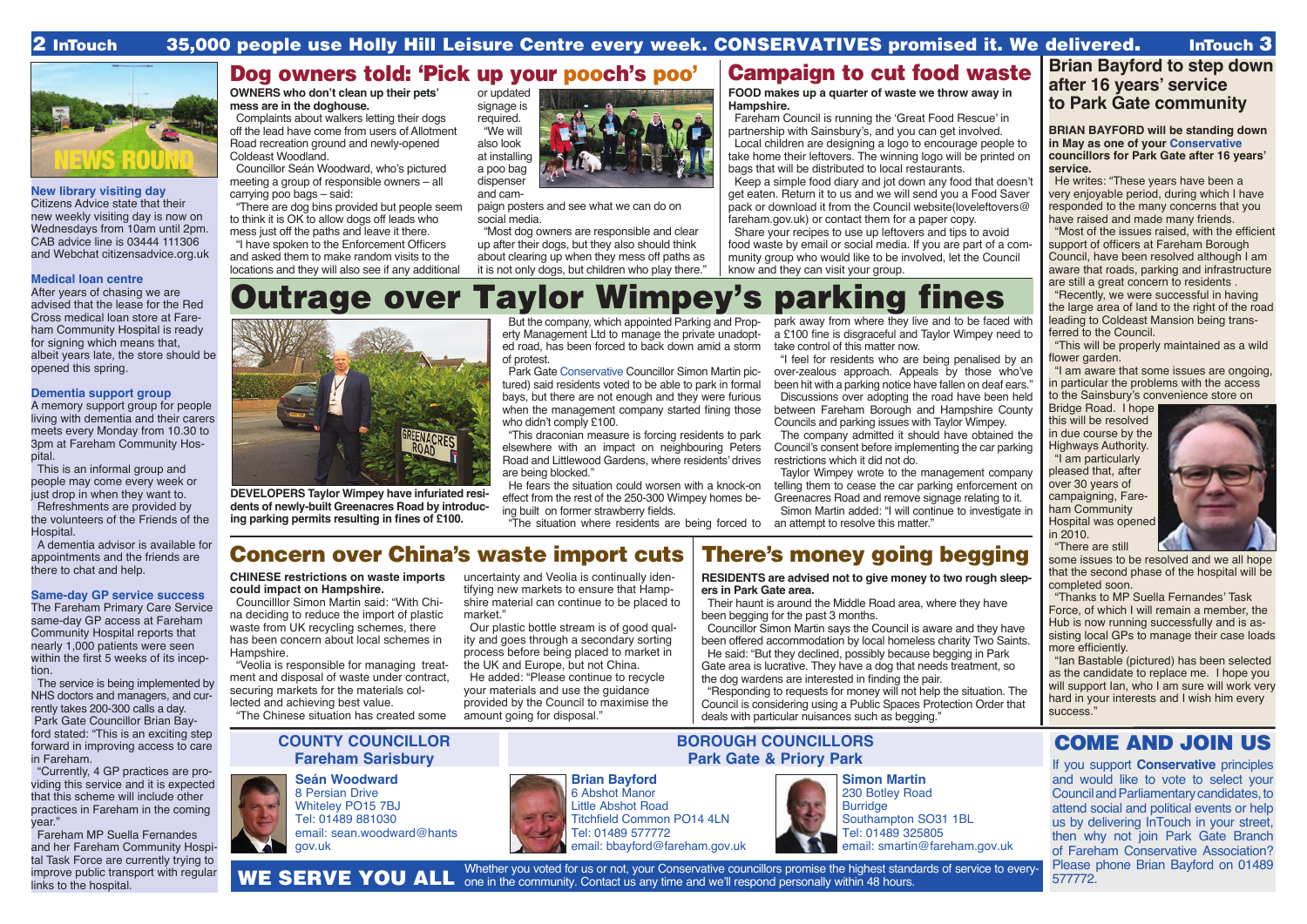35,000 people use Holly Hill Leisure Centre every week. CONSERVATIVES promised it. We delivered.

NEWS ROUND

### New library visiting day

Citizens Advice state that their new weekly visiting day is now on Wednesdays from 10am until 2pm. CAB advice line is 03444 111306 and Webchat citizensadvice.org.uk

### Medical loan centre

After years of chasing we are advised that the lease for the Red Cross medical loan store at Fareham Community Hospital is ready for signing which means that, albeit years late, the store should be opened this spring.

### Dementia support group

A memory support group for people living with dementia and their carers meets every Monday from 10.30 to 3pm at Fareham Community Hospital.

This is an informal group and people may come every week or just drop in when they want to.

Refreshments are provided by the volunteers of the Friends of the Hospital.

A dementia advisor is available for appointments and the friends are there to chat and help.

### Same-day GP service success

The Fareham Primary Care Service same-day GP access at Fareham Community Hospital reports that nearly 1,000 patients were seen within the first 5 weeks of its inception.

The service is being implemented by NHS doctors and managers, and currently takes 200-300 calls a day.

Park Gate Councillor Brian Bayford stated: "This is an exciting step forward in improving access to care in Fareham.

"Currently, 4 GP practices are providing this service and it is expected that this scheme will include other practices in Fareham in the coming year."

Fareham MP Suella Fernandes and her Fareham Community Hospital Task Force are currently trying to improve public transport with regular links to the hospital.

## Dog owners told: 'Pick up your pooch's poo'

**OWNERS who don't clean up their pets' mess are in the doghouse.**

Complaints about walkers letting their dogs off the lead have come from users of Allotment Road recreation ground and newly-opened Coldeast Woodland.

Councillor Seán Woodward, who's pictured meeting a group of responsible owners – all carrying poo bags – said:

"There are dog bins provided but people seem to think it is OK to allow dogs off leads who mess just off the paths and leave it there.

"I have spoken to the Enforcement Officers and asked them to make random visits to the locations and they will also see if any additional or updated signage is required.

"We will also look at installing a poo bag dispenser and campaign posters and see what we can do on social media.

"Most dog owners are responsible and clear up after their dogs, but they also should think about clearing up when they mess off paths as it is not only dogs, but children who play there."

## Campaign to cut food waste

**FOOD makes up a quarter of waste we throw away in Hampshire.**

Fareham Council is running the 'Great Food Rescue' in partnership with Sainsbury's, and you can get involved.

Local children are designing a logo to encourage people to take home their leftovers. The winning logo will be printed on bags that will be distributed to local restaurants.

Keep a simple food diary and jot down any food that doesn't get eaten. Return it to us and we will send you a Food Saver pack or download it from the Council website(loveleftovers@fareham.gov.uk) or contact them for a paper copy.

Share your recipes to use up leftovers and tips to avoid food waste by email or social media. If you are part of a community group who would like to be involved, let the Council know and they can visit your group.

## Brian Bayford to step down after 16 years' service to Park Gate community

**BRIAN BAYFORD will be standing down in May as one of your Conservative councillors for Park Gate after 16 years' service.**

He writes: "These years have been a very enjoyable period, during which I have responded to the many concerns that you have raised and made many friends.

"Most of the issues raised, with the efficient support of officers at Fareham Borough Council, have been resolved although I am aware that roads, parking and infrastructure are still a great concern to residents .

"Recently, we were successful in having the large area of land to the right of the road leading to Coldeast Mansion being transferred to the Council.

"This will be properly maintained as a wild flower garden.

"I am aware that some issues are ongoing, in particular the problems with the access to the Sainsbury's convenience store on Bridge Road. I hope this will be resolved in due course by the Highways Authority.

"I am particularly pleased that, after over 30 years of campaigning, Fareham Community Hospital was opened in 2010.

"There are still some issues to be resolved and we all hope that the second phase of the hospital will be completed soon.

"Thanks to MP Suella Fernandes' Task Force, of which I will remain a member, the Hub is now running successfully and is assisting local GPs to manage their case loads more efficiently.

"Ian Bastable (pictured) has been selected as the candidate to replace me. I hope you will support Ian, who I am sure will work very hard in your interests and I wish him every success."

# Outrage over Taylor Wimpey's parking fines

DEVELOPERS Taylor Wimpey have infuriated residents of newly-built Greenacres Road by introducing parking permits resulting in fines of £100.

But the company, which appointed Parking and Property Management Ltd to manage the private unadopted road, has been forced to back down amid a storm of protest.

Park Gate Conservative Councillor Simon Martin (pictured) said residents voted to be able to park in formal bays, but there are not enough and they were furious when the management company started fining those who didn't comply £100.

"This draconian measure is forcing residents to park elsewhere with an impact on neighbouring Peters Road and Littlewood Gardens, where residents' drives are being blocked."

He fears the situation could worsen with a knock-on effect from the rest of the 250-300 Wimpey homes being built on former strawberry fields.

"The situation where residents are being forced to park away from where they live and to be faced with a £100 fine is disgraceful and Taylor Wimpey need to take control of this matter now.

"I feel for residents who are being penalised by an over-zealous approach. Appeals by those who've been hit with a parking notice have fallen on deaf ears."

Discussions over adopting the road have been held between Fareham Borough and Hampshire County Councils and parking issues with Taylor Wimpey.

The company admitted it should have obtained the Council's consent before implementing the car parking restrictions which it did not do.

Taylor Wimpey wrote to the management company telling them to cease the car parking enforcement on Greenacres Road and remove signage relating to it.

Simon Martin added: "I will continue to investigate in an attempt to resolve this matter."

## Concern over China's waste import cuts

**CHINESE restrictions on waste imports could impact on Hampshire.**

Councilllor Simon Martin said: "With China deciding to reduce the import of plastic waste from UK recycling schemes, there has been concern about local schemes in Hampshire.

"Veolia is responsible for managing treatment and disposal of waste under contract, securing markets for the materials collected and achieving best value.

"The Chinese situation has created some uncertainty and Veolia is continually identifying new markets to ensure that Hampshire material can continue to be placed to market."

Our plastic bottle stream is of good quality and goes through a secondary sorting process before being placed to market in the UK and Europe, but not China.

He added: "Please continue to recycle your materials and use the guidance provided by the Council to maximise the amount going for disposal."

## There's money going begging

**RESIDENTS are advised not to give money to two rough sleepers in Park Gate area.**

Their haunt is around the Middle Road area, where they have been begging for the past 3 months.

Councillor Simon Martin says the Council is aware and they have been offered accommodation by local homeless charity Two Saints.

He said: "But they declined, possibly because begging in Park Gate area is lucrative. They have a dog that needs treatment, so the dog wardens are interested in finding the pair.

"Responding to requests for money will not help the situation. The Council is considering using a Public Spaces Protection Order that deals with particular nuisances such as begging."

### COUNTY COUNCILLOR Fareham Sarisbury

**Seán Woodward**
8 Persian Drive
Whiteley PO15 7BJ
Tel: 01489 881030
email: sean.woodward@hants.gov.uk

### BOROUGH COUNCILLORS Park Gate & Priory Park

**Brian Bayford**
6 Abshot Manor
Little Abshot Road
Titchfield Common PO14 4LN
Tel: 01489 577772
email: bbayford@fareham.gov.uk

**Simon Martin**
230 Botley Road
Burridge
Southampton SO31 1BL
Tel: 01489 325805
email: smartin@fareham.gov.uk

## WE SERVE YOU ALL

Whether you voted for us or not, your Conservative councillors promise the highest standards of service to everyone in the community. Contact us any time and we'll respond personally within 48 hours.

## COME AND JOIN US

If you support **Conservative** principles and would like to vote to select your Council and Parliamentary candidates, to attend social and political events or help us by delivering InTouch in your street, then why not join Park Gate Branch of Fareham Conservative Association? Please phone Brian Bayford on 01489 577772.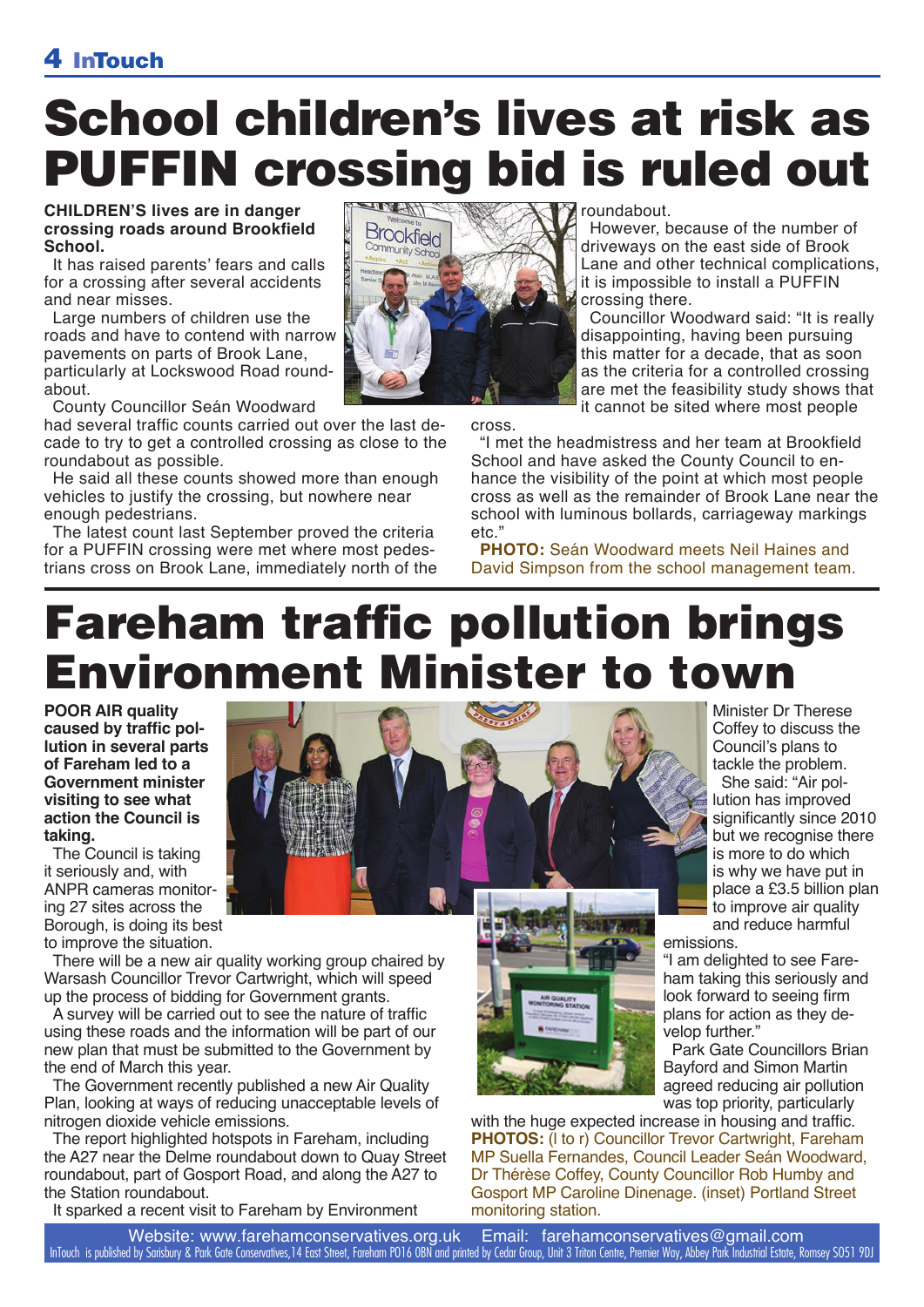# School children's lives at risk as PUFFIN crossing bid is ruled out

**CHILDREN'S lives are in danger crossing roads around Brookfield School.**

It has raised parents' fears and calls for a crossing after several accidents and near misses.

Large numbers of children use the roads and have to contend with narrow pavements on parts of Brook Lane, particularly at Lockswood Road roundabout.

County Councillor Seán Woodward had several traffic counts carried out over the last decade to try to get a controlled crossing as close to the roundabout as possible.

He said all these counts showed more than enough vehicles to justify the crossing, but nowhere near enough pedestrians.

The latest count last September proved the criteria for a PUFFIN crossing were met where most pedestrians cross on Brook Lane, immediately north of the roundabout.

However, because of the number of driveways on the east side of Brook Lane and other technical complications, it is impossible to install a PUFFIN crossing there.

Councillor Woodward said: "It is really disappointing, having been pursuing this matter for a decade, that as soon as the criteria for a controlled crossing are met the feasibility study shows that it cannot be sited where most people cross.

"I met the headmistress and her team at Brookfield School and have asked the County Council to enhance the visibility of the point at which most people cross as well as the remainder of Brook Lane near the school with luminous bollards, carriageway markings etc."

**PHOTO:** Seán Woodward meets Neil Haines and David Simpson from the school management team.

# Fareham traffic pollution brings Environment Minister to town

**POOR AIR quality caused by traffic pollution in several parts of Fareham led to a Government minister visiting to see what action the Council is taking.**

The Council is taking it seriously and, with ANPR cameras monitoring 27 sites across the Borough, is doing its best to improve the situation.

There will be a new air quality working group chaired by Warsash Councillor Trevor Cartwright, which will speed up the process of bidding for Government grants.

A survey will be carried out to see the nature of traffic using these roads and the information will be part of our new plan that must be submitted to the Government by the end of March this year.

The Government recently published a new Air Quality Plan, looking at ways of reducing unacceptable levels of nitrogen dioxide vehicle emissions.

The report highlighted hotspots in Fareham, including the A27 near the Delme roundabout down to Quay Street roundabout, part of Gosport Road, and along the A27 to the Station roundabout.

It sparked a recent visit to Fareham by Environment Minister Dr Therese Coffey to discuss the Council's plans to tackle the problem.

She said: "Air pollution has improved significantly since 2010 but we recognise there is more to do which is why we have put in place a £3.5 billion plan to improve air quality and reduce harmful emissions.

"I am delighted to see Fareham taking this seriously and look forward to seeing firm plans for action as they develop further."

Park Gate Councillors Brian Bayford and Simon Martin agreed reducing air pollution was top priority, particularly with the huge expected increase in housing and traffic.

**PHOTOS:** (l to r) Councillor Trevor Cartwright, Fareham MP Suella Fernandes, Council Leader Seán Woodward, Dr Thérèse Coffey, County Councillor Rob Humby and Gosport MP Caroline Dinenage. (inset) Portland Street monitoring station.

Website: www.farehamconservatives.org.uk Email: farehamconservatives@gmail.com

InTouch is published by Sarisbury & Park Gate Conservatives, 14 East Street, Fareham PO16 0BN and printed by Cedar Group, Unit 3 Triton Centre, Premier Way, Abbey Park Industrial Estate, Romsey SO51 9DJ